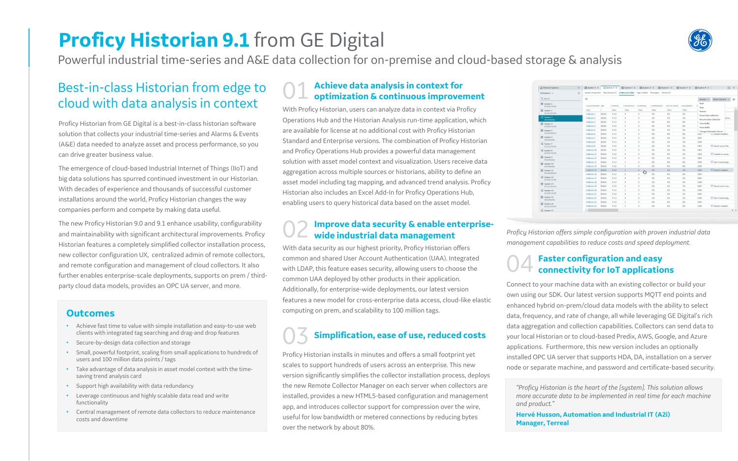# Proficy Historian 9.1 from GE Digital

Powerful industrial time-series and A&E data collection for on-premise and cloud-based storage & analysis

## Best-in-class Historian from edge to cloud with data analysis in context

Proficy Historian from GE Digital is a best-in-class historian software solution that collects your industrial time-series and Alarms & Events (A&E) data needed to analyze asset and process performance, so you can drive greater business value.

The emergence of cloud-based Industrial Internet of Things (IIoT) and big data solutions has spurred continued investment in our Historian. With decades of experience and thousands of successful customer installations around the world, Proficy Historian changes the way companies perform and compete by making data useful.

The new Proficy Historian 9.0 and 9.1 enhance usability, configurability and maintainability with significant architectural improvements. Proficy Historian features a completely simplified collector installation process, new collector configuration UX, centralized admin of remote collectors, and remote configuration and management of cloud collectors. It also further enables enterprise-scale deployments, supports on prem / third-party cloud data models, provides an OPC UA server, and more.

### Outcomes

- Achieve fast time to value with simple installation and easy-to-use web clients with integrated tag searching and drag-and drop features
- Secure-by-design data collection and storage
- Small, powerful footprint, scaling from small applications to hundreds of users and 100 million data points / tags
- Take advantage of data analysis in asset model context with the time-saving trend analysis card
- Support high availability with data redundancy
- Leverage continuous and highly scalable data read and write functionality
- Central management of remote data collectors to reduce maintenance costs and downtime

## 01 Achieve data analysis in context for optimization & continuous improvement

With Proficy Historian, users can analyze data in context via Proficy Operations Hub and the Historian Analysis run-time application, which are available for license at no additional cost with Proficy Historian Standard and Enterprise versions. The combination of Proficy Historian and Proficy Operations Hub provides a powerful data management solution with asset model context and visualization. Users receive data aggregation across multiple sources or historians, ability to define an asset model including tag mapping, and advanced trend analysis. Proficy Historian also includes an Excel Add-In for Proficy Operations Hub, enabling users to query historical data based on the asset model.

## 02 Improve data security & enable enterprise-wide industrial data management

With data security as our highest priority, Proficy Historian offers common and shared User Account Authentication (UAA). Integrated with LDAP, this feature eases security, allowing users to choose the common UAA deployed by other products in their application. Additionally, for enterprise-wide deployments, our latest version features a new model for cross-enterprise data access, cloud-like elastic computing on prem, and scalability to 100 million tags.

## 03 Simplification, ease of use, reduced costs

Proficy Historian installs in minutes and offers a small footprint yet scales to support hundreds of users across an enterprise. This new version significantly simplifies the collector installation process, deploys the new Remote Collector Manager on each server when collectors are installed, provides a new HTML5-based configuration and management app, and introduces collector support for compression over the wire, useful for low bandwidth or metered connections by reducing bytes over the network by about 80%.

*Proficy Historian offers simple configuration with proven industrial data management capabilities to reduce costs and speed deployment.*

## 04 Faster configuration and easy connectivity for IoT applications

Connect to your machine data with an existing collector or build your own using our SDK. Our latest version supports MQTT end points and enhanced hybrid on-prem/cloud data models with the ability to select data, frequency, and rate of change, all while leveraging GE Digital's rich data aggregation and collection capabilities. Collectors can send data to your local Historian or to cloud-based Predix, AWS, Google, and Azure applications. Furthermore, this new version includes an optionally installed OPC UA server that supports HDA, DA, installation on a server node or separate machine, and password and certificate-based security.

> *"Proficy Historian is the heart of the [system]. This solution allows more accurate data to be implemented in real time for each machine and product."*
>
> **Hervé Husson, Automation and Industrial IT (A2i) Manager, Terreal**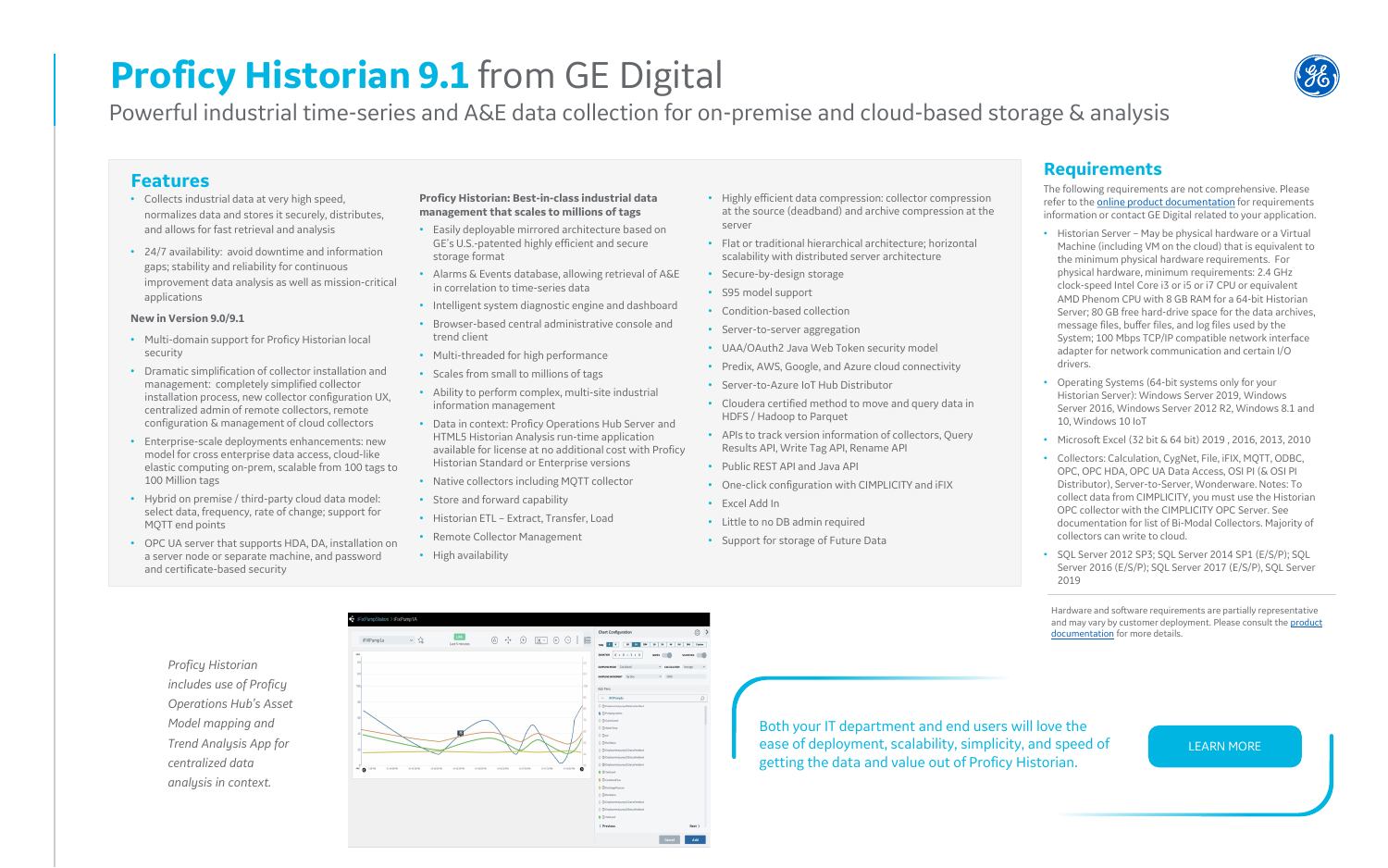# **Proficy Historian 9.1** from GE Digital

Powerful industrial time-series and A&E data collection for on-premise and cloud-based storage & analysis

## Features

- Collects industrial data at very high speed, normalizes data and stores it securely, distributes, and allows for fast retrieval and analysis
- 24/7 availability: avoid downtime and information gaps; stability and reliability for continuous improvement data analysis as well as mission-critical applications

**New in Version 9.0/9.1**

- Multi-domain support for Proficy Historian local security
- Dramatic simplification of collector installation and management: completely simplified collector installation process, new collector configuration UX, centralized admin of remote collectors, remote configuration & management of cloud collectors
- Enterprise-scale deployments enhancements: new model for cross enterprise data access, cloud-like elastic computing on-prem, scalable from 100 tags to 100 Million tags
- Hybrid on premise / third-party cloud data model: select data, frequency, rate of change; support for MQTT end points
- OPC UA server that supports HDA, DA, installation on a server node or separate machine, and password and certificate-based security

**Proficy Historian: Best-in-class industrial data management that scales to millions of tags**

- Easily deployable mirrored architecture based on GE's U.S.-patented highly efficient and secure storage format
- Alarms & Events database, allowing retrieval of A&E in correlation to time-series data
- Intelligent system diagnostic engine and dashboard
- Browser-based central administrative console and trend client
- Multi-threaded for high performance
- Scales from small to millions of tags
- Ability to perform complex, multi-site industrial information management
- Data in context: Proficy Operations Hub Server and HTML5 Historian Analysis run-time application available for license at no additional cost with Proficy Historian Standard or Enterprise versions
- Native collectors including MQTT collector
- Store and forward capability
- Historian ETL – Extract, Transfer, Load
- Remote Collector Management
- High availability
- Highly efficient data compression: collector compression at the source (deadband) and archive compression at the server
- Flat or traditional hierarchical architecture; horizontal scalability with distributed server architecture
- Secure-by-design storage
- S95 model support
- Condition-based collection
- Server-to-server aggregation
- UAA/OAuth2 Java Web Token security model
- Predix, AWS, Google, and Azure cloud connectivity
- Server-to-Azure IoT Hub Distributor
- Cloudera certified method to move and query data in HDFS / Hadoop to Parquet
- APIs to track version information of collectors, Query Results API, Write Tag API, Rename API
- Public REST API and Java API
- One-click configuration with CIMPLICITY and iFIX
- Excel Add In
- Little to no DB admin required
- Support for storage of Future Data

## Requirements

The following requirements are not comprehensive. Please refer to the online product documentation for requirements information or contact GE Digital related to your application.

- Historian Server – May be physical hardware or a Virtual Machine (including VM on the cloud) that is equivalent to the minimum physical hardware requirements. For physical hardware, minimum requirements: 2.4 GHz clock-speed Intel Core i3 or i5 or i7 CPU or equivalent AMD Phenom CPU with 8 GB RAM for a 64-bit Historian Server; 80 GB free hard-drive space for the data archives, message files, buffer files, and log files used by the System; 100 Mbps TCP/IP compatible network interface adapter for network communication and certain I/O drivers.
- Operating Systems (64-bit systems only for your Historian Server): Windows Server 2019, Windows Server 2016, Windows Server 2012 R2, Windows 8.1 and 10, Windows 10 IoT
- Microsoft Excel (32 bit & 64 bit) 2019 , 2016, 2013, 2010
- Collectors: Calculation, CygNet, File, iFIX, MQTT, ODBC, OPC, OPC HDA, OPC UA Data Access, OSI PI (& OSI PI Distributor), Server-to-Server, Wonderware. Notes: To collect data from CIMPLICITY, you must use the Historian OPC collector with the CIMPLICITY OPC Server. See documentation for list of Bi-Modal Collectors. Majority of collectors can write to cloud.
- SQL Server 2012 SP3; SQL Server 2014 SP1 (E/S/P); SQL Server 2016 (E/S/P); SQL Server 2017 (E/S/P), SQL Server 2019

Hardware and software requirements are partially representative and may vary by customer deployment. Please consult the product documentation for more details.

*Proficy Historian includes use of Proficy Operations Hub's Asset Model mapping and Trend Analysis App for centralized data analysis in context.*

Both your IT department and end users will love the ease of deployment, scalability, simplicity, and speed of getting the data and value out of Proficy Historian.

LEARN MORE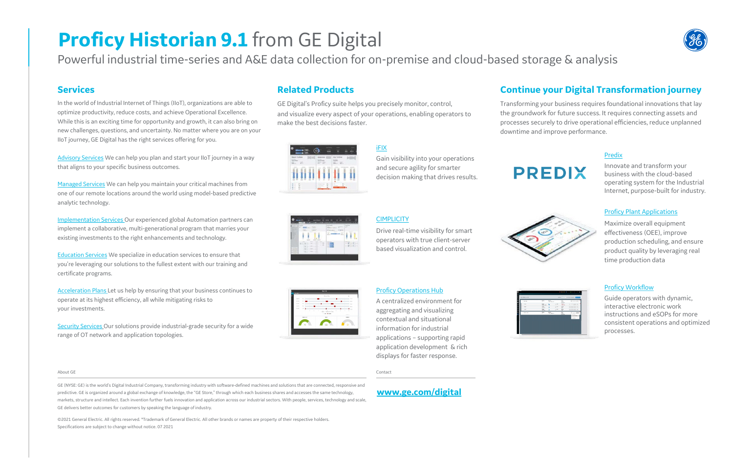# **Proficy Historian 9.1** from GE Digital

Powerful industrial time-series and A&E data collection for on-premise and cloud-based storage & analysis

## Services

In the world of Industrial Internet of Things (IIoT), organizations are able to optimize productivity, reduce costs, and achieve Operational Excellence. While this is an exciting time for opportunity and growth, it can also bring on new challenges, questions, and uncertainty. No matter where you are on your IIoT journey, GE Digital has the right services offering for you.

Advisory Services We can help you plan and start your IIoT journey in a way that aligns to your specific business outcomes.

Managed Services We can help you maintain your critical machines from one of our remote locations around the world using model-based predictive analytic technology.

Implementation Services Our experienced global Automation partners can implement a collaborative, multi-generational program that marries your existing investments to the right enhancements and technology.

Education Services We specialize in education services to ensure that you're leveraging our solutions to the fullest extent with our training and certificate programs.

Acceleration Plans Let us help by ensuring that your business continues to operate at its highest efficiency, all while mitigating risks to your investments.

Security Services Our solutions provide industrial-grade security for a wide range of OT network and application topologies.

## Related Products

GE Digital's Proficy suite helps you precisely monitor, control, and visualize every aspect of your operations, enabling operators to make the best decisions faster.

iFIX

Gain visibility into your operations and secure agility for smarter decision making that drives results.

CIMPLICITY

Drive real-time visibility for smart operators with true client-server based visualization and control.

Proficy Operations Hub

A centralized environment for aggregating and visualizing contextual and situational information for industrial applications – supporting rapid application development & rich displays for faster response.

## Continue your Digital Transformation journey

Transforming your business requires foundational innovations that lay the groundwork for future success. It requires connecting assets and processes securely to drive operational efficiencies, reduce unplanned downtime and improve performance.

Predix

Innovate and transform your business with the cloud-based operating system for the Industrial Internet, purpose-built for industry.

Proficy Plant Applications

Maximize overall equipment effectiveness (OEE), improve production scheduling, and ensure product quality by leveraging real time production data

Proficy Workflow

Guide operators with dynamic, interactive electronic work instructions and eSOPs for more consistent operations and optimized processes.

About GE

GE (NYSE: GE) is the world's Digital Industrial Company, transforming industry with software-defined machines and solutions that are connected, responsive and predictive. GE is organized around a global exchange of knowledge, the "GE Store," through which each business shares and accesses the same technology, markets, structure and intellect. Each invention further fuels innovation and application across our industrial sectors. With people, services, technology and scale, GE delivers better outcomes for customers by speaking the language of industry.

©2021 General Electric. All rights reserved. *Trademark of General Electric. All other brands or names are property of their respective holders. Specifications are subject to change without notice. 07 2021

Contact

**www.ge.com/digital**